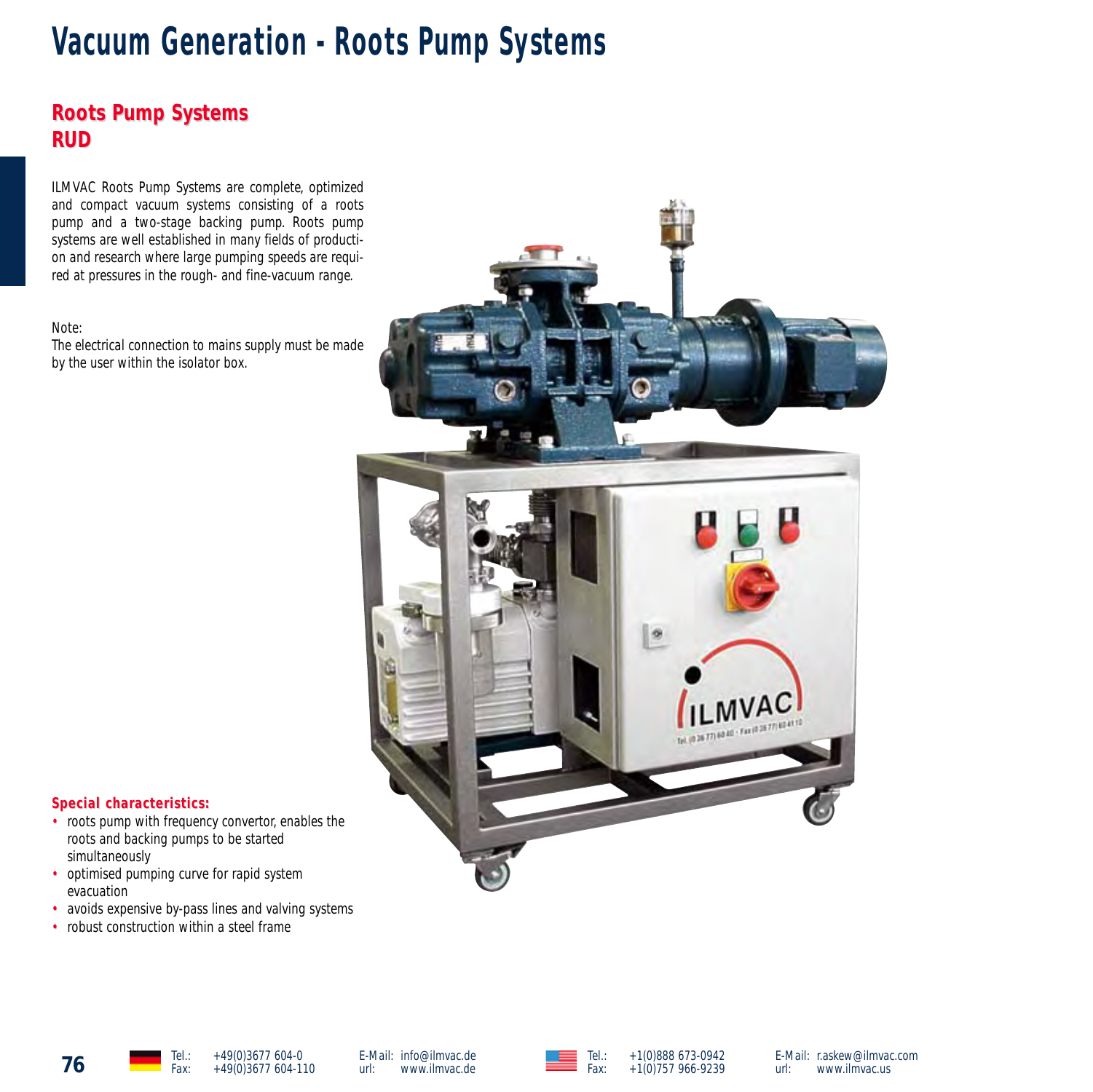# Vacuum Generation - Roots Pump Systems

## Roots Pump Systems
## RUD

ILMVAC Roots Pump Systems are complete, optimized and compact vacuum systems consisting of a roots pump and a two-stage backing pump. Roots pump systems are well established in many fields of production and research where large pumping speeds are required at pressures in the rough- and fine-vacuum range.

Note:
The electrical connection to mains supply must be made by the user within the isolator box.

**Special characteristics:**

- roots pump with frequency convertor, enables the roots and backing pumps to be started simultaneously
- optimised pumping curve for rapid system evacuation
- avoids expensive by-pass lines and valving systems
- robust construction within a steel frame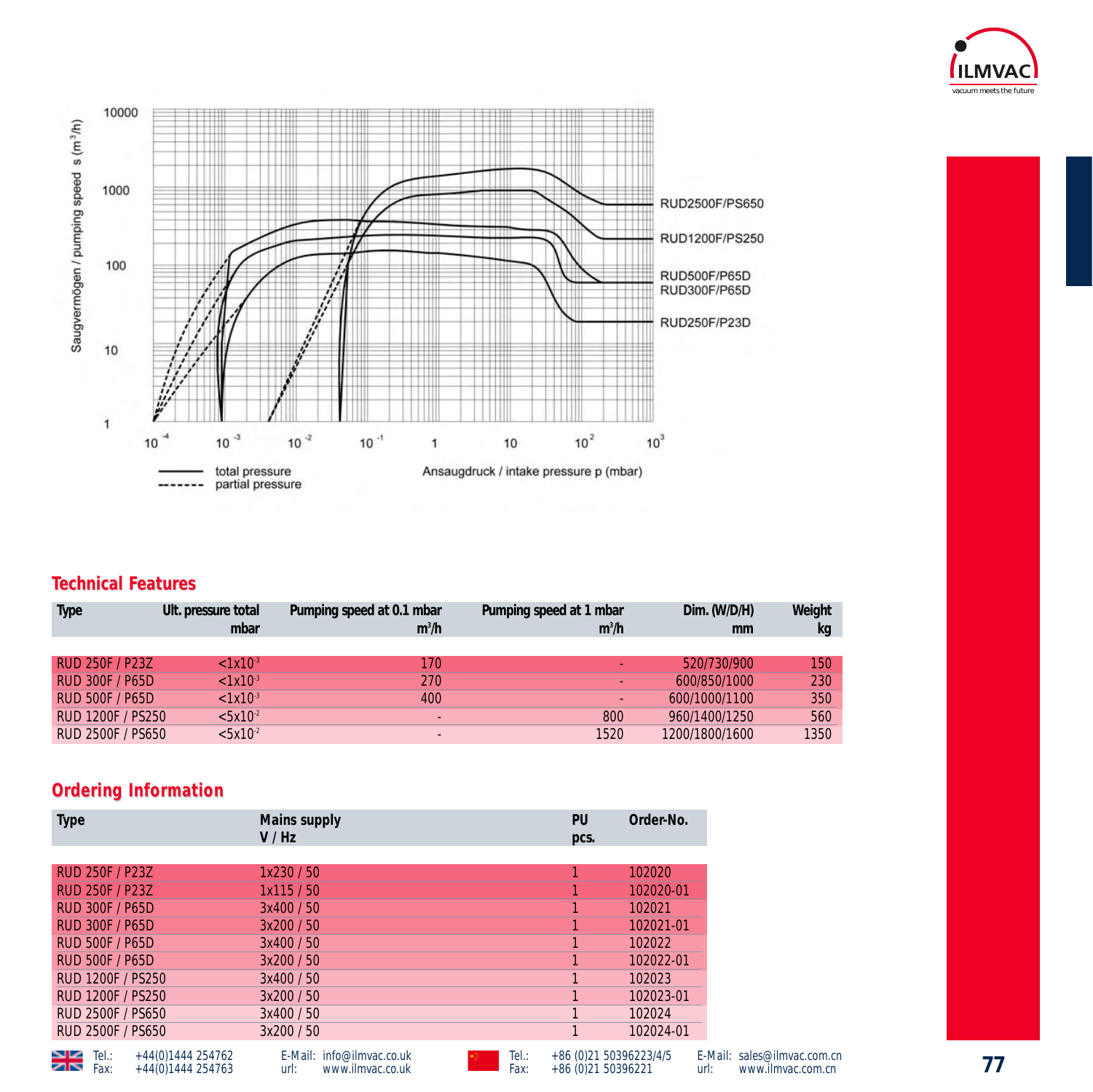Saugvermögen / pumping speed s ($m^3$/h)

10000

1000

100

10

1

$10^{-4}$ $10^{-3}$ $10^{-2}$ $10^{-1}$ 1 10 $10^2$ $10^3$

RUD2500F/PS650

RUD1200F/PS250

RUD500F/P65D

RUD300F/P65D

RUD250F/P23D

total pressure

partial pressure

Ansaugdruck / intake pressure p (mbar)

## Technical Features

| Type | Ult. pressure total mbar | Pumping speed at 0.1 mbar $m^3$/h | Pumping speed at 1 mbar $m^3$/h | Dim. (W/D/H) mm | Weight kg |
|---|---|---|---|---|---|
| RUD 250F / P23Z | $<1x10^{-3}$ | 170 | - | 520/730/900 | 150 |
| RUD 300F / P65D | $<1x10^{-3}$ | 270 | - | 600/850/1000 | 230 |
| RUD 500F / P65D | $<1x10^{-3}$ | 400 | - | 600/1000/1100 | 350 |
| RUD 1200F / PS250 | $<5x10^{-2}$ | - | 800 | 960/1400/1250 | 560 |
| RUD 2500F / PS650 | $<5x10^{-2}$ | - | 1520 | 1200/1800/1600 | 1350 |

## Ordering Information

| Type | Mains supply V / Hz | PU pcs. | Order-No. |
|---|---|---|---|
| RUD 250F / P23Z | 1x230 / 50 | 1 | 102020 |
| RUD 250F / P23Z | 1x115 / 50 | 1 | 102020-01 |
| RUD 300F / P65D | 3x400 / 50 | 1 | 102021 |
| RUD 300F / P65D | 3x200 / 50 | 1 | 102021-01 |
| RUD 500F / P65D | 3x400 / 50 | 1 | 102022 |
| RUD 500F / P65D | 3x200 / 50 | 1 | 102022-01 |
| RUD 1200F / PS250 | 3x400 / 50 | 1 | 102023 |
| RUD 1200F / PS250 | 3x200 / 50 | 1 | 102023-01 |
| RUD 2500F / PS650 | 3x400 / 50 | 1 | 102024 |
| RUD 2500F / PS650 | 3x200 / 50 | 1 | 102024-01 |

Tel.: +44(0)1444 254762 Fax: +44(0)1444 254763 E-Mail: info@ilmvac.co.uk url: www.ilmvac.co.uk

Tel.: +86 (0)21 50396223/4/5 Fax: +86 (0)21 50396221 E-Mail: sales@ilmvac.com.cn url: www.ilmvac.com.cn